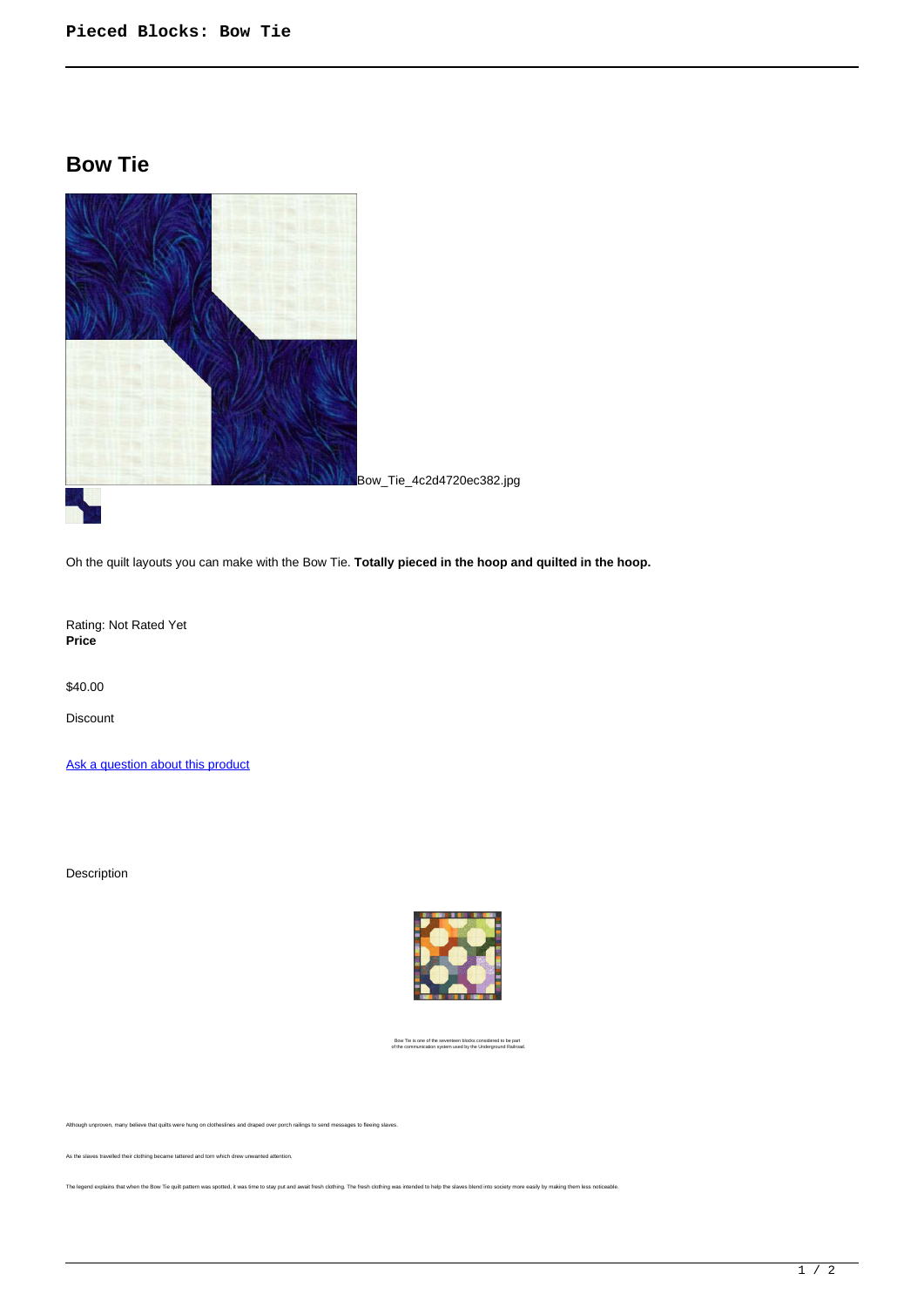# Bow Tie

Bow_Tie_4c2d4720ec382.jpg

Oh the quilt layouts you can make with the Bow Tie. **Totally pieced in the hoop and quilted in the hoop.**

Rating: Not Rated Yet
**Price**

$40.00

Discount

Ask a question about this product

Description

Bow Tie is one of the seventeen blocks considered to be part of the communication system used by the Underground Railroad.

Although unproven, many believe that quilts were hung on clotheslines and draped over porch railings to send messages to fleeing slaves.

As the slaves travelled their clothing became tattered and torn which drew unwanted attention.

The legend explains that when the Bow Tie quilt pattern was spotted, it was time to stay put and await fresh clothing. The fresh clothing was intended to help the slaves blend into society more easily by making them less noticeable.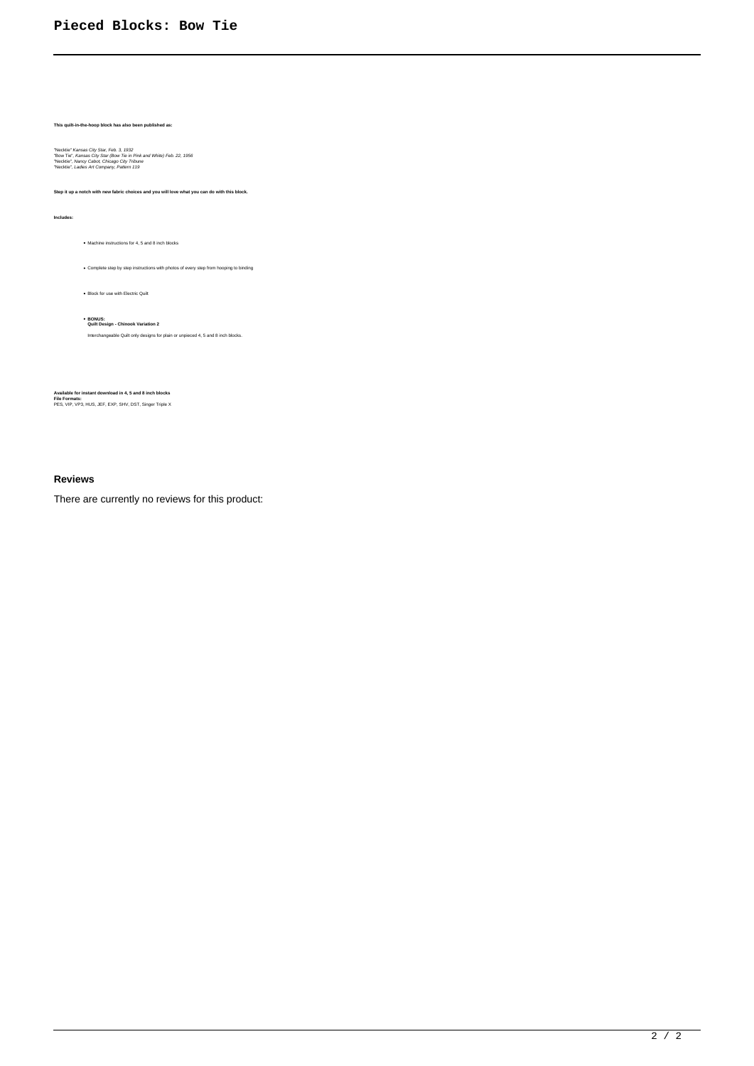# Pieced Blocks: Bow Tie

**This quilt-in-the-hoop block has also been published as:**

*"Necktie" Kansas City Star, Feb. 3, 1932*
*"Bow Tie", Kansas City Star (Bow Tie in Pink and White) Feb. 22, 1956*
*"Necktie", Nancy Cabot, Chicago City Tribune*
*"Necktie", Ladies Art Company, Pattern 119*

**Step it up a notch with new fabric choices and you will love what you can do with this block.**

**Includes:**

- Machine instructions for 4, 5 and 8 inch blocks
- Complete step by step instructions with photos of every step from hooping to binding
- Block for use with Electric Quilt
- **BONUS:**
  **Quilt Design - Chinook Variation 2**

  Interchangeable Quilt only designs for plain or unpieced 4, 5 and 8 inch blocks.

**Available for instant download in 4, 5 and 8 inch blocks**
**File Formats:**
PES, VIP, VP3, HUS, JEF, EXP, SHV, DST, Singer Triple X

## Reviews

There are currently no reviews for this product: